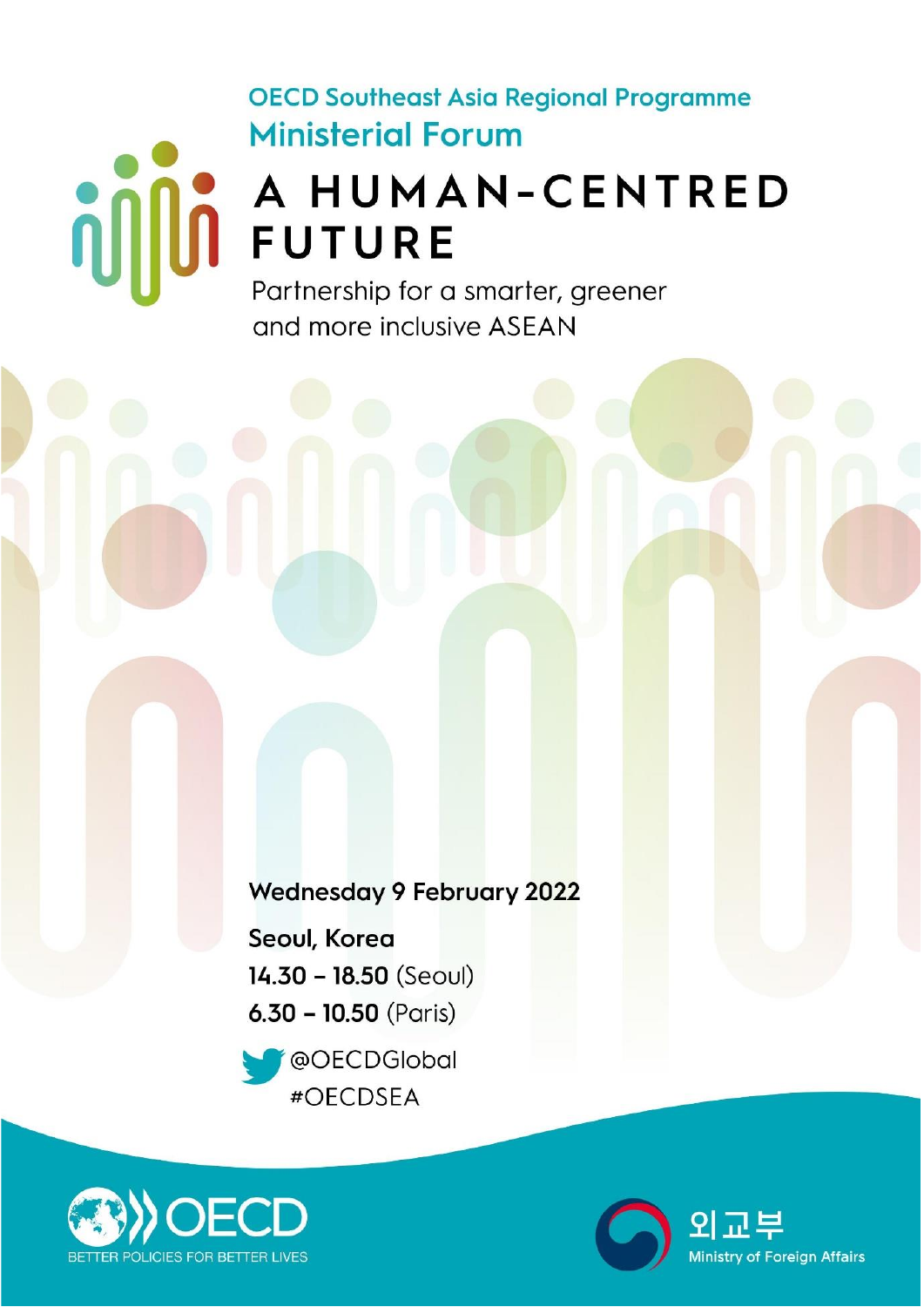OECD Southeast Asia Regional Programme

Ministerial Forum

# A HUMAN-CENTRED FUTURE

Partnership for a smarter, greener and more inclusive ASEAN

**Wednesday 9 February 2022**

**Seoul, Korea**

**14.30 – 18.50** (Seoul)

**6.30 – 10.50** (Paris)

@OECDGlobal

#OECDSEA

OECD BETTER POLICIES FOR BETTER LIVES

외교부 Ministry of Foreign Affairs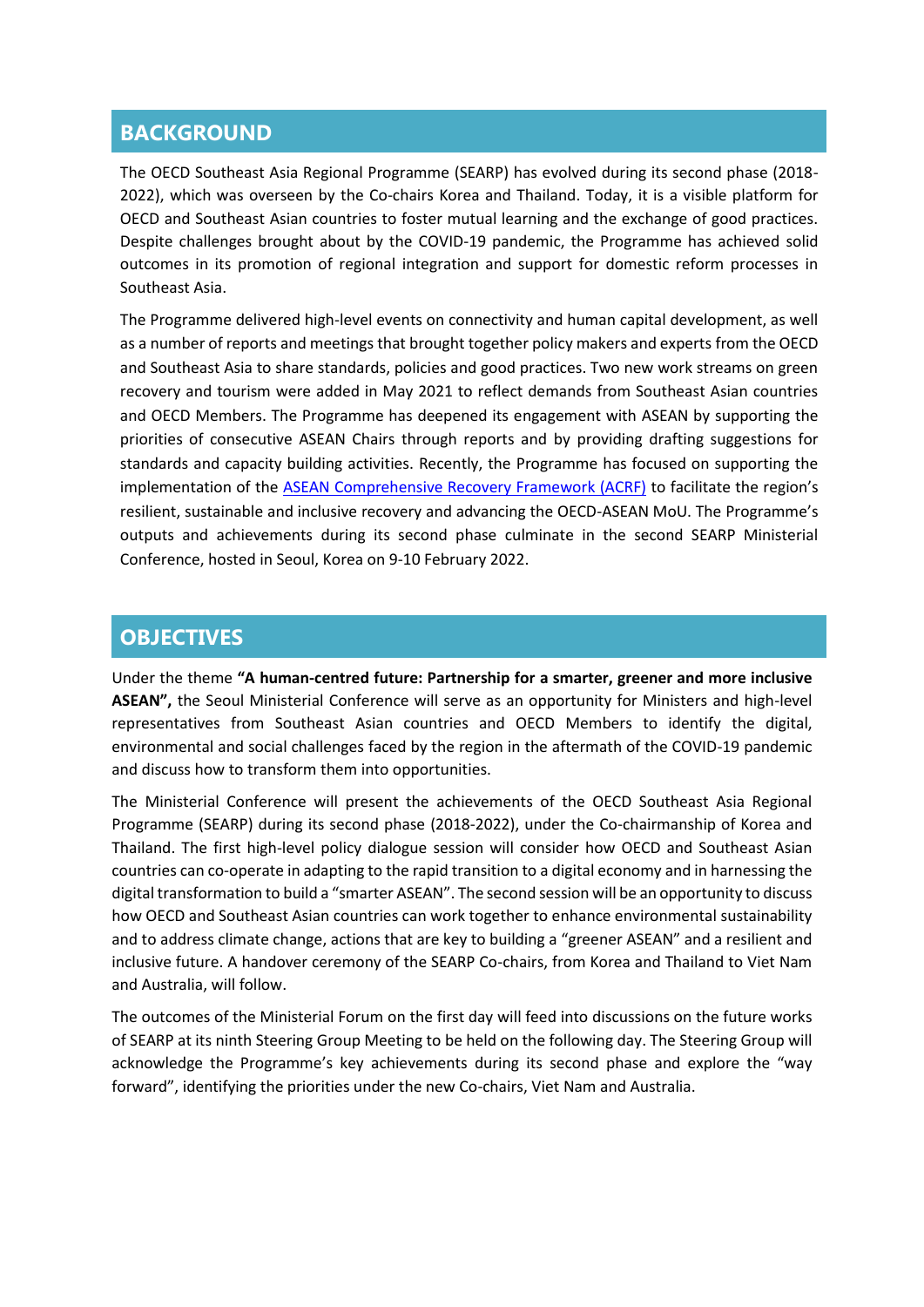## BACKGROUND

The OECD Southeast Asia Regional Programme (SEARP) has evolved during its second phase (2018-2022), which was overseen by the Co-chairs Korea and Thailand. Today, it is a visible platform for OECD and Southeast Asian countries to foster mutual learning and the exchange of good practices. Despite challenges brought about by the COVID-19 pandemic, the Programme has achieved solid outcomes in its promotion of regional integration and support for domestic reform processes in Southeast Asia.

The Programme delivered high-level events on connectivity and human capital development, as well as a number of reports and meetings that brought together policy makers and experts from the OECD and Southeast Asia to share standards, policies and good practices. Two new work streams on green recovery and tourism were added in May 2021 to reflect demands from Southeast Asian countries and OECD Members. The Programme has deepened its engagement with ASEAN by supporting the priorities of consecutive ASEAN Chairs through reports and by providing drafting suggestions for standards and capacity building activities. Recently, the Programme has focused on supporting the implementation of the ASEAN Comprehensive Recovery Framework (ACRF) to facilitate the region's resilient, sustainable and inclusive recovery and advancing the OECD-ASEAN MoU. The Programme's outputs and achievements during its second phase culminate in the second SEARP Ministerial Conference, hosted in Seoul, Korea on 9-10 February 2022.

## OBJECTIVES

Under the theme **"A human-centred future: Partnership for a smarter, greener and more inclusive ASEAN",** the Seoul Ministerial Conference will serve as an opportunity for Ministers and high-level representatives from Southeast Asian countries and OECD Members to identify the digital, environmental and social challenges faced by the region in the aftermath of the COVID-19 pandemic and discuss how to transform them into opportunities.

The Ministerial Conference will present the achievements of the OECD Southeast Asia Regional Programme (SEARP) during its second phase (2018-2022), under the Co-chairmanship of Korea and Thailand. The first high-level policy dialogue session will consider how OECD and Southeast Asian countries can co-operate in adapting to the rapid transition to a digital economy and in harnessing the digital transformation to build a "smarter ASEAN". The second session will be an opportunity to discuss how OECD and Southeast Asian countries can work together to enhance environmental sustainability and to address climate change, actions that are key to building a "greener ASEAN" and a resilient and inclusive future. A handover ceremony of the SEARP Co-chairs, from Korea and Thailand to Viet Nam and Australia, will follow.

The outcomes of the Ministerial Forum on the first day will feed into discussions on the future works of SEARP at its ninth Steering Group Meeting to be held on the following day. The Steering Group will acknowledge the Programme's key achievements during its second phase and explore the "way forward", identifying the priorities under the new Co-chairs, Viet Nam and Australia.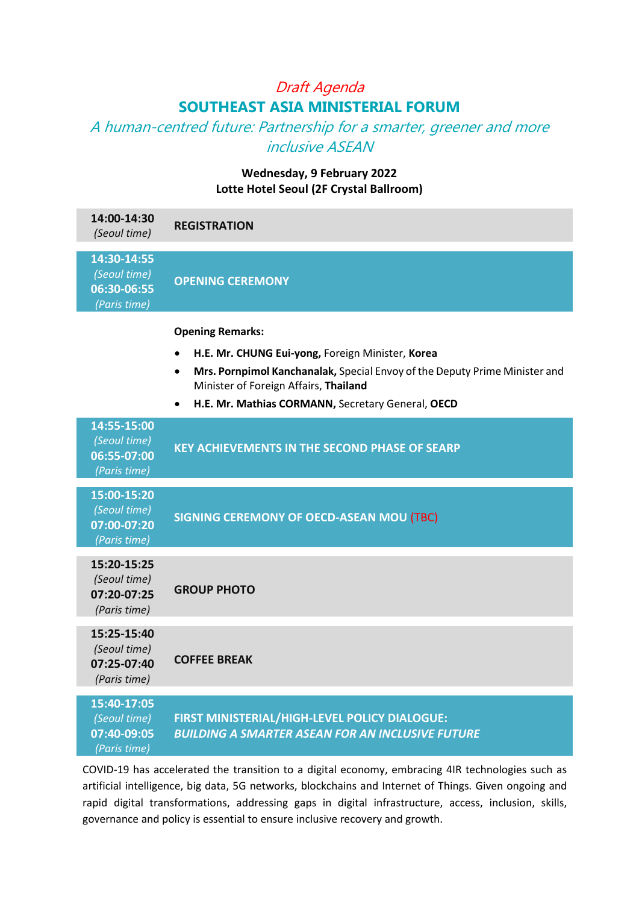*Draft Agenda*

# SOUTHEAST ASIA MINISTERIAL FORUM

## *A human-centred future: Partnership for a smarter, greener and more inclusive ASEAN*

**Wednesday, 9 February 2022**
**Lotte Hotel Seoul (2F Crystal Ballroom)**

| | |
|---|---|
| **14:00-14:30** *(Seoul time)* | **REGISTRATION** |
| **14:30-14:55** *(Seoul time)* **06:30-06:55** *(Paris time)* | **OPENING CEREMONY** |

**Opening Remarks:**

- **H.E. Mr. CHUNG Eui-yong,** Foreign Minister, **Korea**
- **Mrs. Pornpimol Kanchanalak,** Special Envoy of the Deputy Prime Minister and Minister of Foreign Affairs, **Thailand**
- **H.E. Mr. Mathias CORMANN,** Secretary General, **OECD**

| | |
|---|---|
| **14:55-15:00** *(Seoul time)* **06:55-07:00** *(Paris time)* | **KEY ACHIEVEMENTS IN THE SECOND PHASE OF SEARP** |
| **15:00-15:20** *(Seoul time)* **07:00-07:20** *(Paris time)* | **SIGNING CEREMONY OF OECD-ASEAN MOU** (TBC) |
| **15:20-15:25** *(Seoul time)* **07:20-07:25** *(Paris time)* | **GROUP PHOTO** |
| **15:25-15:40** *(Seoul time)* **07:25-07:40** *(Paris time)* | **COFFEE BREAK** |
| **15:40-17:05** *(Seoul time)* **07:40-09:05** *(Paris time)* | **FIRST MINISTERIAL/HIGH-LEVEL POLICY DIALOGUE:** ***BUILDING A SMARTER ASEAN FOR AN INCLUSIVE FUTURE*** |

COVID-19 has accelerated the transition to a digital economy, embracing 4IR technologies such as artificial intelligence, big data, 5G networks, blockchains and Internet of Things. Given ongoing and rapid digital transformations, addressing gaps in digital infrastructure, access, inclusion, skills, governance and policy is essential to ensure inclusive recovery and growth.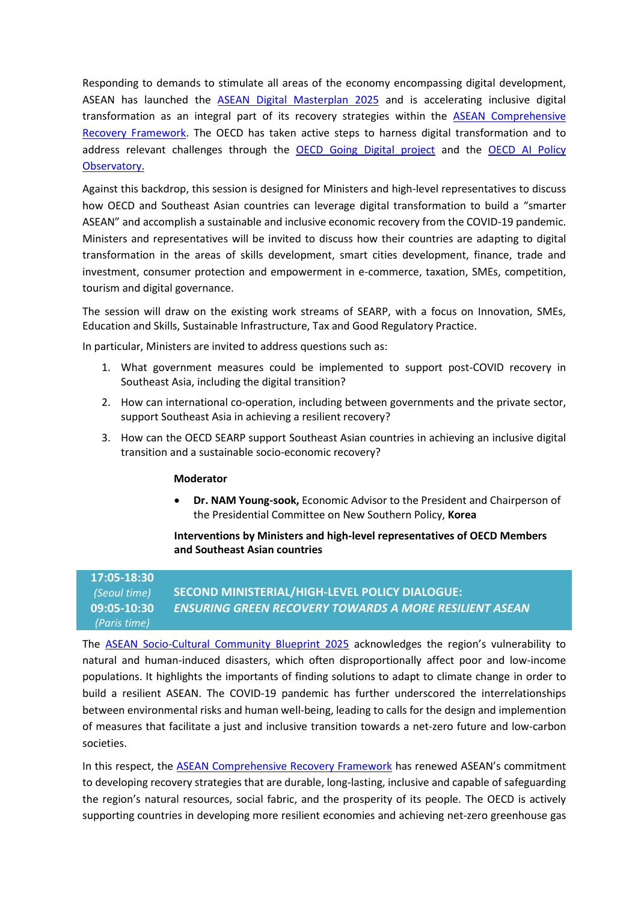Responding to demands to stimulate all areas of the economy encompassing digital development, ASEAN has launched the [ASEAN Digital Masterplan 2025] and is accelerating inclusive digital transformation as an integral part of its recovery strategies within the [ASEAN Comprehensive Recovery Framework]. The OECD has taken active steps to harness digital transformation and to address relevant challenges through the [OECD Going Digital project] and the [OECD AI Policy Observatory.]

Against this backdrop, this session is designed for Ministers and high-level representatives to discuss how OECD and Southeast Asian countries can leverage digital transformation to build a "smarter ASEAN" and accomplish a sustainable and inclusive economic recovery from the COVID-19 pandemic. Ministers and representatives will be invited to discuss how their countries are adapting to digital transformation in the areas of skills development, smart cities development, finance, trade and investment, consumer protection and empowerment in e-commerce, taxation, SMEs, competition, tourism and digital governance.

The session will draw on the existing work streams of SEARP, with a focus on Innovation, SMEs, Education and Skills, Sustainable Infrastructure, Tax and Good Regulatory Practice.

In particular, Ministers are invited to address questions such as:

1. What government measures could be implemented to support post-COVID recovery in Southeast Asia, including the digital transition?
2. How can international co-operation, including between governments and the private sector, support Southeast Asia in achieving a resilient recovery?
3. How can the OECD SEARP support Southeast Asian countries in achieving an inclusive digital transition and a sustainable socio-economic recovery?

**Moderator**

- **Dr. NAM Young-sook,** Economic Advisor to the President and Chairperson of the Presidential Committee on New Southern Policy, **Korea**

**Interventions by Ministers and high-level representatives of OECD Members and Southeast Asian countries**

| **17:05-18:30** *(Seoul time)* **09:05-10:30** *(Paris time)* | **SECOND MINISTERIAL/HIGH-LEVEL POLICY DIALOGUE:** ***ENSURING GREEN RECOVERY TOWARDS A MORE RESILIENT ASEAN*** |
|---|---|

The [ASEAN Socio-Cultural Community Blueprint 2025] acknowledges the region's vulnerability to natural and human-induced disasters, which often disproportionally affect poor and low-income populations. It highlights the importants of finding solutions to adapt to climate change in order to build a resilient ASEAN. The COVID-19 pandemic has further underscored the interrelationships between environmental risks and human well-being, leading to calls for the design and implemention of measures that facilitate a just and inclusive transition towards a net-zero future and low-carbon societies.

In this respect, the [ASEAN Comprehensive Recovery Framework] has renewed ASEAN's commitment to developing recovery strategies that are durable, long-lasting, inclusive and capable of safeguarding the region's natural resources, social fabric, and the prosperity of its people. The OECD is actively supporting countries in developing more resilient economies and achieving net-zero greenhouse gas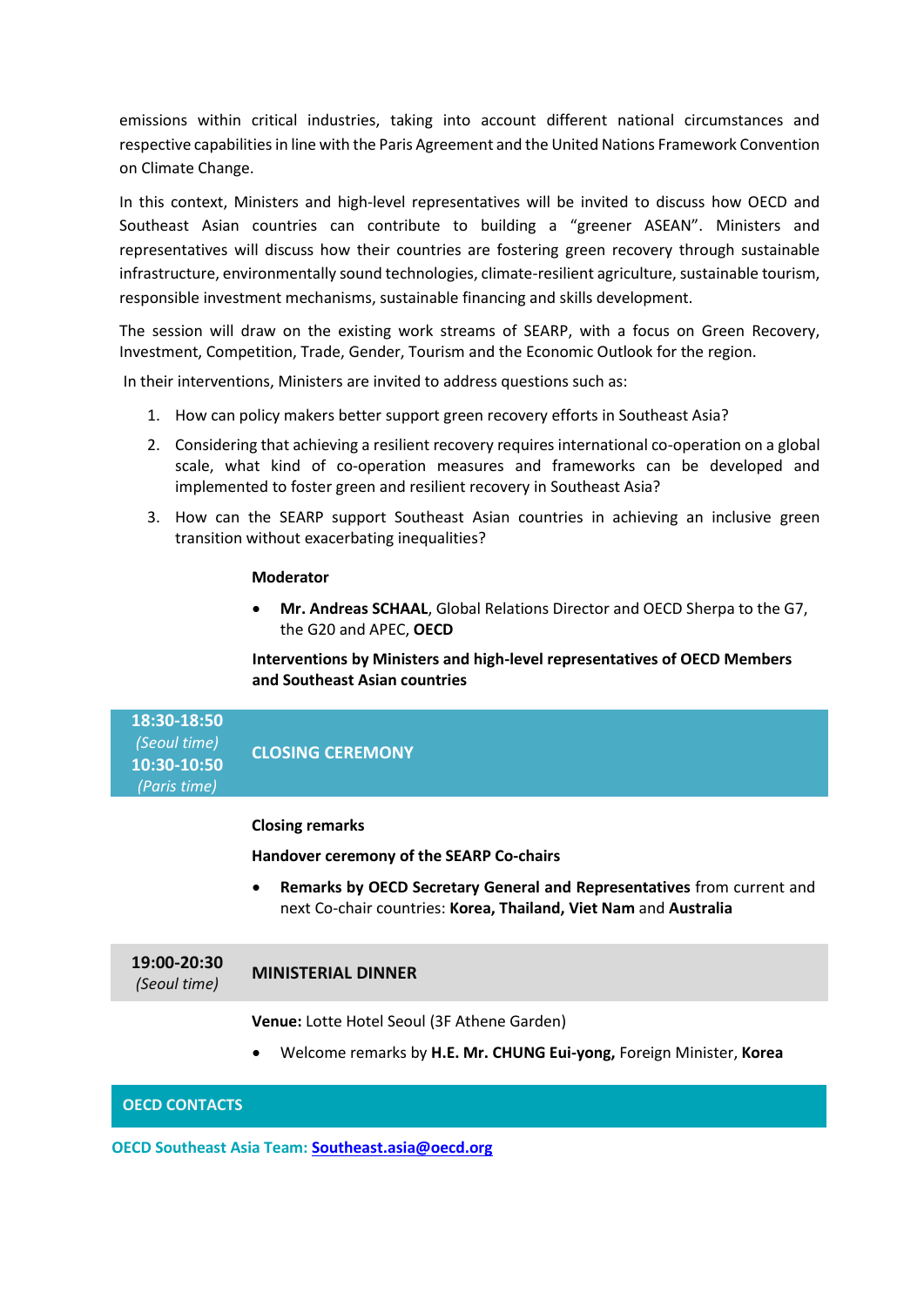emissions within critical industries, taking into account different national circumstances and respective capabilities in line with the Paris Agreement and the United Nations Framework Convention on Climate Change.

In this context, Ministers and high-level representatives will be invited to discuss how OECD and Southeast Asian countries can contribute to building a "greener ASEAN". Ministers and representatives will discuss how their countries are fostering green recovery through sustainable infrastructure, environmentally sound technologies, climate-resilient agriculture, sustainable tourism, responsible investment mechanisms, sustainable financing and skills development.

The session will draw on the existing work streams of SEARP, with a focus on Green Recovery, Investment, Competition, Trade, Gender, Tourism and the Economic Outlook for the region.

In their interventions, Ministers are invited to address questions such as:

1. How can policy makers better support green recovery efforts in Southeast Asia?
2. Considering that achieving a resilient recovery requires international co-operation on a global scale, what kind of co-operation measures and frameworks can be developed and implemented to foster green and resilient recovery in Southeast Asia?
3. How can the SEARP support Southeast Asian countries in achieving an inclusive green transition without exacerbating inequalities?

**Moderator**

- **Mr. Andreas SCHAAL**, Global Relations Director and OECD Sherpa to the G7, the G20 and APEC, **OECD**

**Interventions by Ministers and high-level representatives of OECD Members and Southeast Asian countries**

| | |
|---|---|
| **18:30-18:50** *(Seoul time)* **10:30-10:50** *(Paris time)* | **CLOSING CEREMONY** |

**Closing remarks**

**Handover ceremony of the SEARP Co-chairs**

- **Remarks by OECD Secretary General and Representatives** from current and next Co-chair countries: **Korea, Thailand, Viet Nam** and **Australia**

| | |
|---|---|
| **19:00-20:30** *(Seoul time)* | **MINISTERIAL DINNER** |

**Venue:** Lotte Hotel Seoul (3F Athene Garden)

- Welcome remarks by **H.E. Mr. CHUNG Eui-yong,** Foreign Minister, **Korea**

## OECD CONTACTS

**OECD Southeast Asia Team: Southeast.asia@oecd.org**